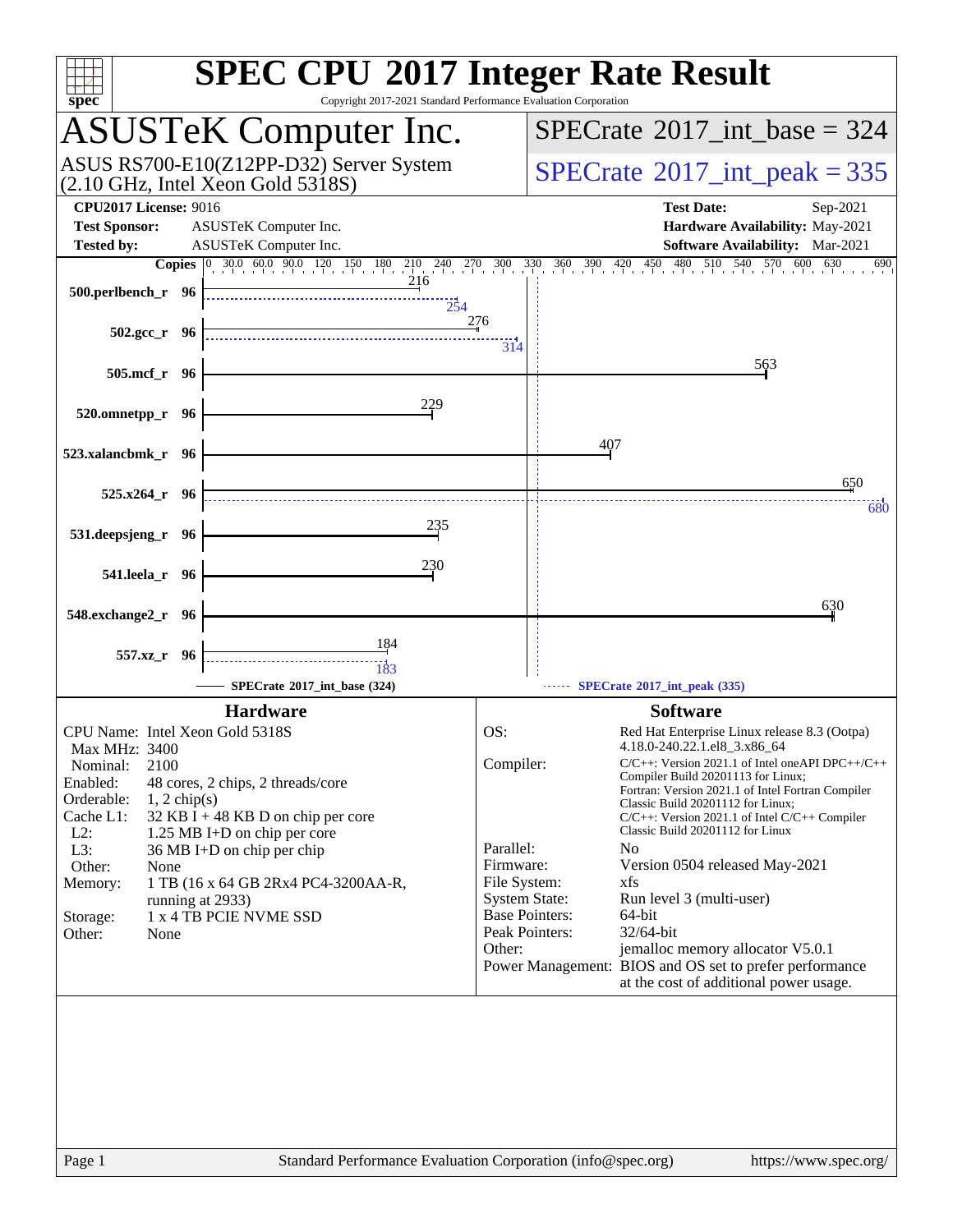# SPEC CPU 2017 Integer Rate Result

Copyright 2017-2021 Standard Performance Evaluation Corporation

## ASUSTeK Computer Inc.

ASUS RS700-E10(Z12PP-D32) Server System (2.10 GHz, Intel Xeon Gold 5318S)

**SPECrate 2017_int_base = 324**

**SPECrate 2017_int_peak = 335**

| | | | |
|---|---|---|---|
| **CPU2017 License:** | 9016 | **Test Date:** | Sep-2021 |
| **Test Sponsor:** | ASUSTeK Computer Inc. | **Hardware Availability:** | May-2021 |
| **Tested by:** | ASUSTeK Computer Inc. | **Software Availability:** | Mar-2021 |

| Benchmark | Copies | Base | Peak |
|---|---|---|---|
| 500.perlbench_r | 96 | 216 | 254 |
| 502.gcc_r | 96 | 276 | 314 |
| 505.mcf_r | 96 | 563 | |
| 520.omnetpp_r | 96 | 229 | |
| 523.xalancbmk_r | 96 | 407 | |
| 525.x264_r | 96 | 650 | 680 |
| 531.deepsjeng_r | 96 | 235 | |
| 541.leela_r | 96 | 230 | |
| 548.exchange2_r | 96 | 630 | |
| 557.xz_r | 96 | 184 | 183 |

SPECrate 2017_int_base (324) — SPECrate 2017_int_peak (335)

### Hardware

- CPU Name: Intel Xeon Gold 5318S
- Max MHz: 3400
- Nominal: 2100
- Enabled: 48 cores, 2 chips, 2 threads/core
- Orderable: 1, 2 chip(s)
- Cache L1: 32 KB I + 48 KB D on chip per core
- L2: 1.25 MB I+D on chip per core
- L3: 36 MB I+D on chip per chip
- Other: None
- Memory: 1 TB (16 x 64 GB 2Rx4 PC4-3200AA-R, running at 2933)
- Storage: 1 x 4 TB PCIE NVME SSD
- Other: None

### Software

- OS: Red Hat Enterprise Linux release 8.3 (Ootpa) 4.18.0-240.22.1.el8_3.x86_64
- Compiler: C/C++: Version 2021.1 of Intel oneAPI DPC++/C++ Compiler Build 20201113 for Linux; Fortran: Version 2021.1 of Intel Fortran Compiler Classic Build 20201112 for Linux; C/C++: Version 2021.1 of Intel C/C++ Compiler Classic Build 20201112 for Linux
- Parallel: No
- Firmware: Version 0504 released May-2021
- File System: xfs
- System State: Run level 3 (multi-user)
- Base Pointers: 64-bit
- Peak Pointers: 32/64-bit
- Other: jemalloc memory allocator V5.0.1
- Power Management: BIOS and OS set to prefer performance at the cost of additional power usage.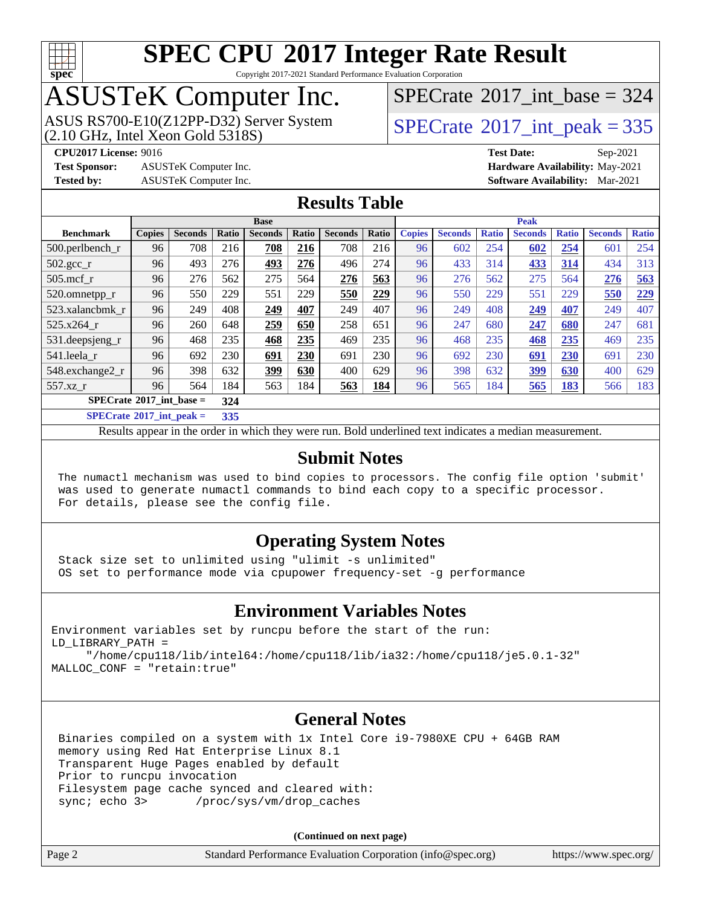# SPEC CPU 2017 Integer Rate Result

Copyright 2017-2021 Standard Performance Evaluation Corporation

## ASUSTeK Computer Inc.

ASUS RS700-E10(Z12PP-D32) Server System
(2.10 GHz, Intel Xeon Gold 5318S)

SPECrate 2017_int_base = 324

SPECrate 2017_int_peak = 335

**CPU2017 License:** 9016
**Test Sponsor:** ASUSTeK Computer Inc.
**Tested by:** ASUSTeK Computer Inc.

**Test Date:** Sep-2021
**Hardware Availability:** May-2021
**Software Availability:** Mar-2021

## Results Table

| Benchmark | Base | | | | | | | Peak | | | | | | |
|---|---|---|---|---|---|---|---|---|---|---|---|---|---|---|
| | Copies | Seconds | Ratio | Seconds | Ratio | Seconds | Ratio | Copies | Seconds | Ratio | Seconds | Ratio | Seconds | Ratio |
| 500.perlbench_r | 96 | 708 | 216 | **708** | **216** | 708 | 216 | 96 | 602 | 254 | **602** | **254** | 601 | 254 |
| 502.gcc_r | 96 | 493 | 276 | **493** | **276** | 496 | 274 | 96 | 433 | 314 | **433** | **314** | 434 | 313 |
| 505.mcf_r | 96 | 276 | 562 | 275 | 564 | **276** | **563** | 96 | 276 | 562 | 275 | 564 | **276** | **563** |
| 520.omnetpp_r | 96 | 550 | 229 | 551 | 229 | **550** | **229** | 96 | 550 | 229 | 551 | 229 | **550** | **229** |
| 523.xalancbmk_r | 96 | 249 | 408 | **249** | **407** | 249 | 407 | 96 | 249 | 408 | **249** | **407** | 249 | 407 |
| 525.x264_r | 96 | 260 | 648 | **259** | **650** | 258 | 651 | 96 | 247 | 680 | **247** | **680** | 247 | 681 |
| 531.deepsjeng_r | 96 | 468 | 235 | **468** | **235** | 469 | 235 | 96 | 468 | 235 | **468** | **235** | 469 | 235 |
| 541.leela_r | 96 | 692 | 230 | **691** | **230** | 691 | 230 | 96 | 692 | 230 | **691** | **230** | 691 | 230 |
| 548.exchange2_r | 96 | 398 | 632 | **399** | **630** | 400 | 629 | 96 | 398 | 632 | **399** | **630** | 400 | 629 |
| 557.xz_r | 96 | 564 | 184 | 563 | 184 | **563** | **184** | 96 | 565 | 184 | **565** | **183** | 566 | 183 |

**SPECrate 2017_int_base = 324**

**SPECrate 2017_int_peak = 335**

Results appear in the order in which they were run. Bold underlined text indicates a median measurement.

## Submit Notes

```
The numactl mechanism was used to bind copies to processors. The config file option 'submit'
was used to generate numactl commands to bind each copy to a specific processor.
For details, please see the config file.
```

## Operating System Notes

```
Stack size set to unlimited using "ulimit -s unlimited"
OS set to performance mode via cpupower frequency-set -g performance
```

## Environment Variables Notes

```
Environment variables set by runcpu before the start of the run:
LD_LIBRARY_PATH =
     "/home/cpu118/lib/intel64:/home/cpu118/lib/ia32:/home/cpu118/je5.0.1-32"
MALLOC_CONF = "retain:true"
```

## General Notes

```
Binaries compiled on a system with 1x Intel Core i9-7980XE CPU + 64GB RAM
memory using Red Hat Enterprise Linux 8.1
Transparent Huge Pages enabled by default
Prior to runcpu invocation
Filesystem page cache synced and cleared with:
sync; echo 3>       /proc/sys/vm/drop_caches
```

**(Continued on next page)**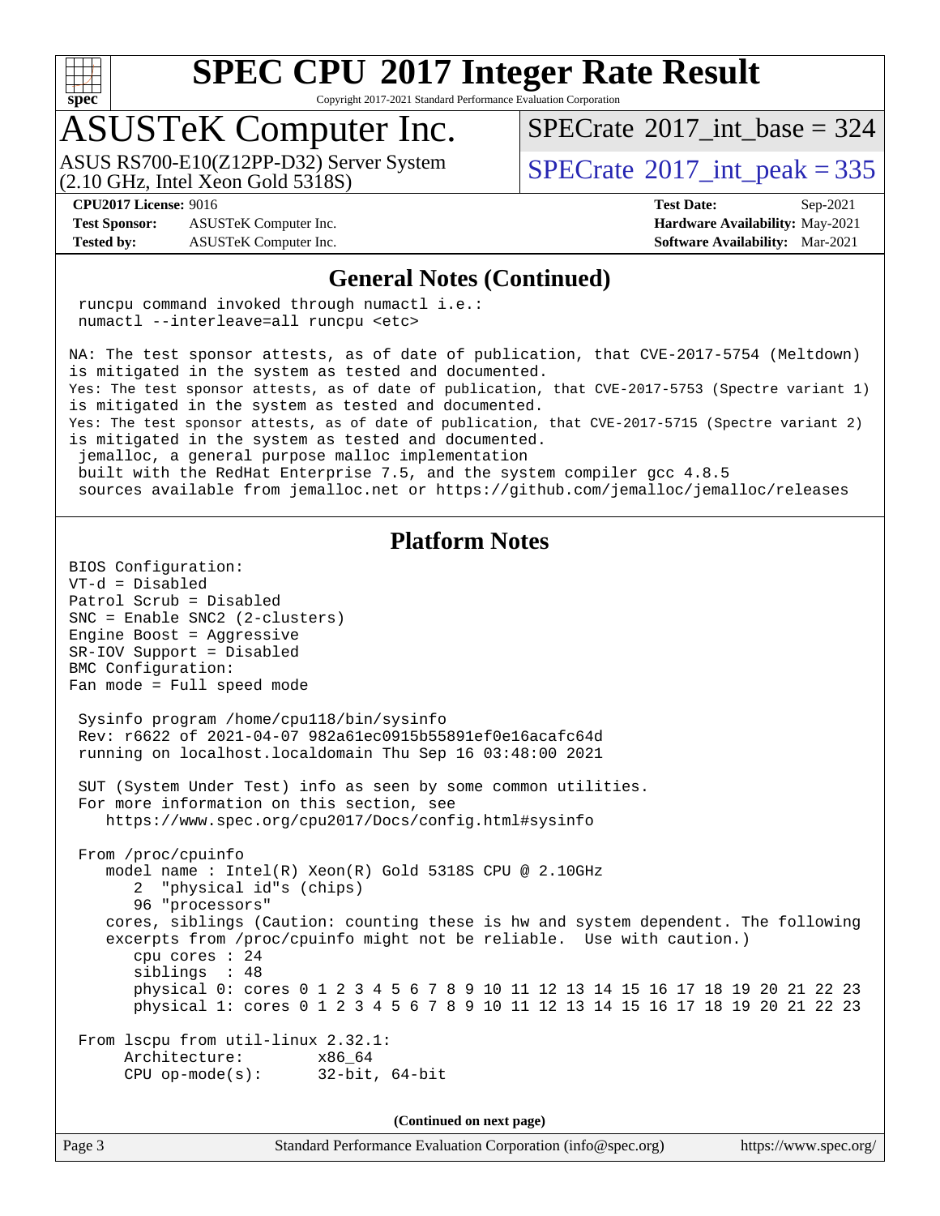# SPEC CPU 2017 Integer Rate Result

Copyright 2017-2021 Standard Performance Evaluation Corporation

## ASUSTeK Computer Inc.

ASUS RS700-E10(Z12PP-D32) Server System
(2.10 GHz, Intel Xeon Gold 5318S)

SPECrate 2017_int_base = 324

SPECrate 2017_int_peak = 335

**CPU2017 License:** 9016
**Test Sponsor:** ASUSTeK Computer Inc.
**Tested by:** ASUSTeK Computer Inc.

**Test Date:** Sep-2021
**Hardware Availability:** May-2021
**Software Availability:** Mar-2021

## General Notes (Continued)

```
 runcpu command invoked through numactl i.e.:
 numactl --interleave=all runcpu <etc>

NA: The test sponsor attests, as of date of publication, that CVE-2017-5754 (Meltdown)
is mitigated in the system as tested and documented.
Yes: The test sponsor attests, as of date of publication, that CVE-2017-5753 (Spectre variant 1)
is mitigated in the system as tested and documented.
Yes: The test sponsor attests, as of date of publication, that CVE-2017-5715 (Spectre variant 2)
is mitigated in the system as tested and documented.
 jemalloc, a general purpose malloc implementation
 built with the RedHat Enterprise 7.5, and the system compiler gcc 4.8.5
 sources available from jemalloc.net or https://github.com/jemalloc/jemalloc/releases
```

## Platform Notes

```
BIOS Configuration:
VT-d = Disabled
Patrol Scrub = Disabled
SNC = Enable SNC2 (2-clusters)
Engine Boost = Aggressive
SR-IOV Support = Disabled
BMC Configuration:
Fan mode = Full speed mode

 Sysinfo program /home/cpu118/bin/sysinfo
 Rev: r6622 of 2021-04-07 982a61ec0915b55891ef0e16acafc64d
 running on localhost.localdomain Thu Sep 16 03:48:00 2021

 SUT (System Under Test) info as seen by some common utilities.
 For more information on this section, see
    https://www.spec.org/cpu2017/Docs/config.html#sysinfo

 From /proc/cpuinfo
    model name : Intel(R) Xeon(R) Gold 5318S CPU @ 2.10GHz
       2  "physical id"s (chips)
       96 "processors"
    cores, siblings (Caution: counting these is hw and system dependent. The following
    excerpts from /proc/cpuinfo might not be reliable.  Use with caution.)
       cpu cores : 24
       siblings  : 48
       physical 0: cores 0 1 2 3 4 5 6 7 8 9 10 11 12 13 14 15 16 17 18 19 20 21 22 23
       physical 1: cores 0 1 2 3 4 5 6 7 8 9 10 11 12 13 14 15 16 17 18 19 20 21 22 23

 From lscpu from util-linux 2.32.1:
      Architecture:        x86_64
      CPU op-mode(s):      32-bit, 64-bit
```

(Continued on next page)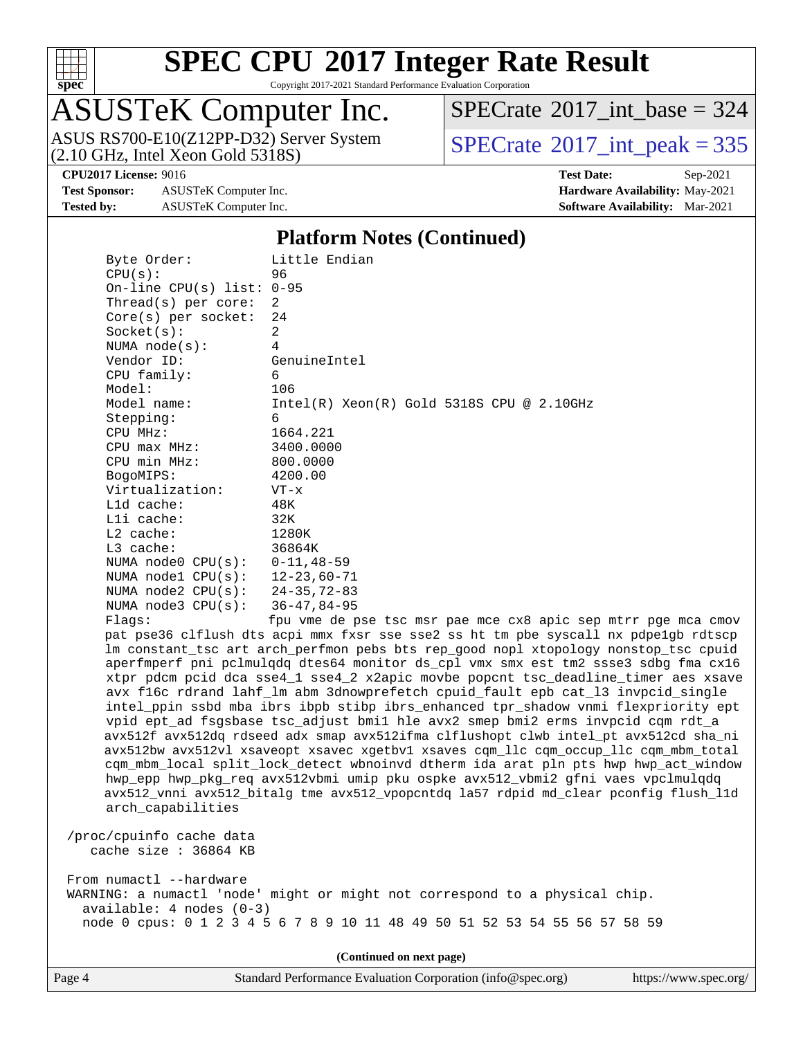## Platform Notes (Continued)

```
Byte Order:            Little Endian
CPU(s):                96
On-line CPU(s) list:   0-95
Thread(s) per core:    2
Core(s) per socket:    24
Socket(s):             2
NUMA node(s):          4
Vendor ID:             GenuineIntel
CPU family:            6
Model:                 106
Model name:            Intel(R) Xeon(R) Gold 5318S CPU @ 2.10GHz
Stepping:              6
CPU MHz:               1664.221
CPU max MHz:           3400.0000
CPU min MHz:           800.0000
BogoMIPS:              4200.00
Virtualization:        VT-x
L1d cache:             48K
L1i cache:             32K
L2 cache:              1280K
L3 cache:              36864K
NUMA node0 CPU(s):     0-11,48-59
NUMA node1 CPU(s):     12-23,60-71
NUMA node2 CPU(s):     24-35,72-83
NUMA node3 CPU(s):     36-47,84-95
Flags:                 fpu vme de pse tsc msr pae mce cx8 apic sep mtrr pge mca cmov
pat pse36 clflush dts acpi mmx fxsr sse sse2 ss ht tm pbe syscall nx pdpe1gb rdtscp
lm constant_tsc art arch_perfmon pebs bts rep_good nopl xtopology nonstop_tsc cpuid
aperfmperf pni pclmulqdq dtes64 monitor ds_cpl vmx smx est tm2 ssse3 sdbg fma cx16
xtpr pdcm pcid dca sse4_1 sse4_2 x2apic movbe popcnt tsc_deadline_timer aes xsave
avx f16c rdrand lahf_lm abm 3dnowprefetch cpuid_fault epb cat_l3 invpcid_single
intel_ppin ssbd mba ibrs ibpb stibp ibrs_enhanced tpr_shadow vnmi flexpriority ept
vpid ept_ad fsgsbase tsc_adjust bmi1 hle avx2 smep bmi2 erms invpcid cqm rdt_a
avx512f avx512dq rdseed adx smap avx512ifma clflushopt clwb intel_pt avx512cd sha_ni
avx512bw avx512vl xsaveopt xsavec xgetbv1 xsaves cqm_llc cqm_occup_llc cqm_mbm_total
cqm_mbm_local split_lock_detect wbnoinvd dtherm ida arat pln pts hwp hwp_act_window
hwp_epp hwp_pkg_req avx512vbmi umip pku ospke avx512_vbmi2 gfni vaes vpclmulqdq
avx512_vnni avx512_bitalg tme avx512_vpopcntdq la57 rdpid md_clear pconfig flush_l1d
arch_capabilities

/proc/cpuinfo cache data
   cache size : 36864 KB

From numactl --hardware
WARNING: a numactl 'node' might or might not correspond to a physical chip.
  available: 4 nodes (0-3)
  node 0 cpus: 0 1 2 3 4 5 6 7 8 9 10 11 48 49 50 51 52 53 54 55 56 57 58 59
```

(Continued on next page)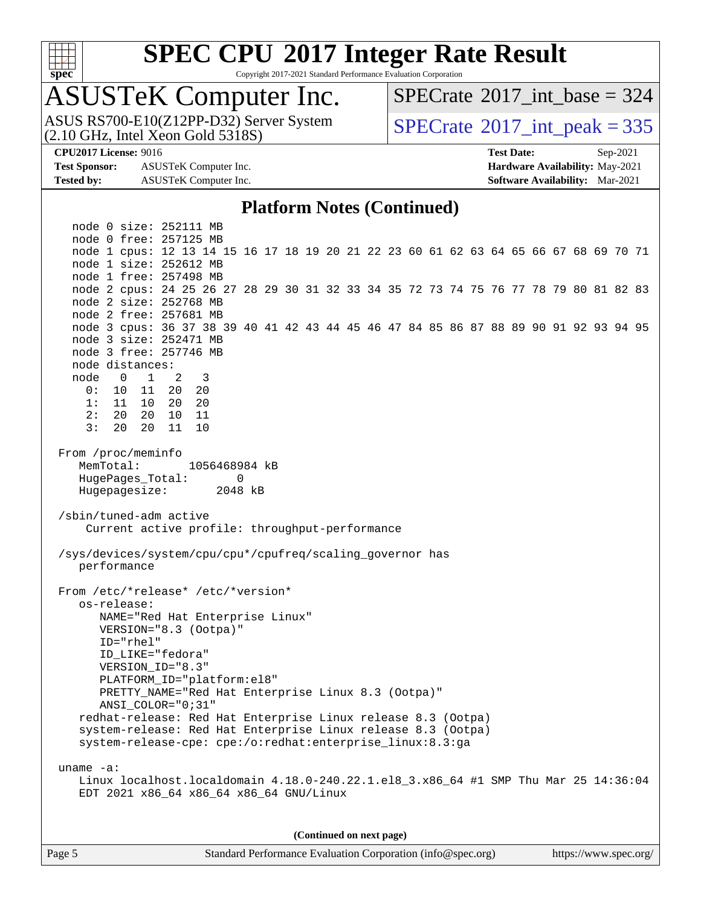## Platform Notes (Continued)

```
   node 0 size: 252111 MB
   node 0 free: 257125 MB
   node 1 cpus: 12 13 14 15 16 17 18 19 20 21 22 23 60 61 62 63 64 65 66 67 68 69 70 71
   node 1 size: 252612 MB
   node 1 free: 257498 MB
   node 2 cpus: 24 25 26 27 28 29 30 31 32 33 34 35 72 73 74 75 76 77 78 79 80 81 82 83
   node 2 size: 252768 MB
   node 2 free: 257681 MB
   node 3 cpus: 36 37 38 39 40 41 42 43 44 45 46 47 84 85 86 87 88 89 90 91 92 93 94 95
   node 3 size: 252471 MB
   node 3 free: 257746 MB
   node distances:
   node   0   1   2   3
     0:  10  11  20  20
     1:  11  10  20  20
     2:  20  20  10  11
     3:  20  20  11  10

 From /proc/meminfo
    MemTotal:       1056468984 kB
    HugePages_Total:       0
    Hugepagesize:       2048 kB

 /sbin/tuned-adm active
     Current active profile: throughput-performance

 /sys/devices/system/cpu/cpu*/cpufreq/scaling_governor has
    performance

 From /etc/*release* /etc/*version*
    os-release:
       NAME="Red Hat Enterprise Linux"
       VERSION="8.3 (Ootpa)"
       ID="rhel"
       ID_LIKE="fedora"
       VERSION_ID="8.3"
       PLATFORM_ID="platform:el8"
       PRETTY_NAME="Red Hat Enterprise Linux 8.3 (Ootpa)"
       ANSI_COLOR="0;31"
    redhat-release: Red Hat Enterprise Linux release 8.3 (Ootpa)
    system-release: Red Hat Enterprise Linux release 8.3 (Ootpa)
    system-release-cpe: cpe:/o:redhat:enterprise_linux:8.3:ga

 uname -a:
    Linux localhost.localdomain 4.18.0-240.22.1.el8_3.x86_64 #1 SMP Thu Mar 25 14:36:04
    EDT 2021 x86_64 x86_64 x86_64 GNU/Linux
```

**(Continued on next page)**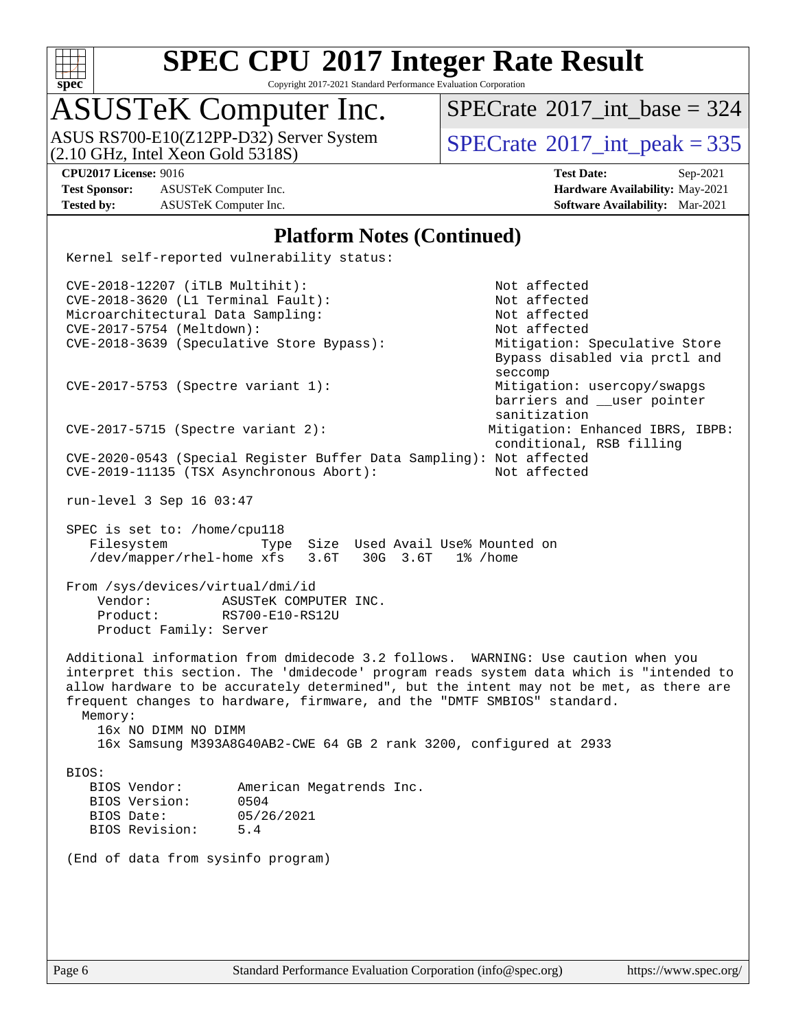# SPEC CPU 2017 Integer Rate Result

Copyright 2017-2021 Standard Performance Evaluation Corporation

## ASUSTeK Computer Inc.

ASUS RS700-E10(Z12PP-D32) Server System (2.10 GHz, Intel Xeon Gold 5318S)

SPECrate 2017_int_base = 324

SPECrate 2017_int_peak = 335

**CPU2017 License:** 9016
**Test Sponsor:** ASUSTeK Computer Inc.
**Tested by:** ASUSTeK Computer Inc.

**Test Date:** Sep-2021
**Hardware Availability:** May-2021
**Software Availability:** Mar-2021

### Platform Notes (Continued)

```
Kernel self-reported vulnerability status:

CVE-2018-12207 (iTLB Multihit):                          Not affected
CVE-2018-3620 (L1 Terminal Fault):                       Not affected
Microarchitectural Data Sampling:                        Not affected
CVE-2017-5754 (Meltdown):                                Not affected
CVE-2018-3639 (Speculative Store Bypass):                Mitigation: Speculative Store
                                                         Bypass disabled via prctl and
                                                         seccomp
CVE-2017-5753 (Spectre variant 1):                       Mitigation: usercopy/swapgs
                                                         barriers and __user pointer
                                                         sanitization
CVE-2017-5715 (Spectre variant 2):                       Mitigation: Enhanced IBRS, IBPB:
                                                         conditional, RSB filling
CVE-2020-0543 (Special Register Buffer Data Sampling): Not affected
CVE-2019-11135 (TSX Asynchronous Abort):                 Not affected

run-level 3 Sep 16 03:47

SPEC is set to: /home/cpu118
   Filesystem              Type  Size  Used Avail Use% Mounted on
   /dev/mapper/rhel-home xfs   3.6T   30G  3.6T   1% /home

From /sys/devices/virtual/dmi/id
    Vendor:         ASUSTeK COMPUTER INC.
    Product:        RS700-E10-RS12U
    Product Family: Server

Additional information from dmidecode 3.2 follows.  WARNING: Use caution when you
interpret this section. The 'dmidecode' program reads system data which is "intended to
allow hardware to be accurately determined", but the intent may not be met, as there are
frequent changes to hardware, firmware, and the "DMTF SMBIOS" standard.
  Memory:
    16x NO DIMM NO DIMM
    16x Samsung M393A8G40AB2-CWE 64 GB 2 rank 3200, configured at 2933

BIOS:
   BIOS Vendor:       American Megatrends Inc.
   BIOS Version:      0504
   BIOS Date:         05/26/2021
   BIOS Revision:     5.4

(End of data from sysinfo program)
```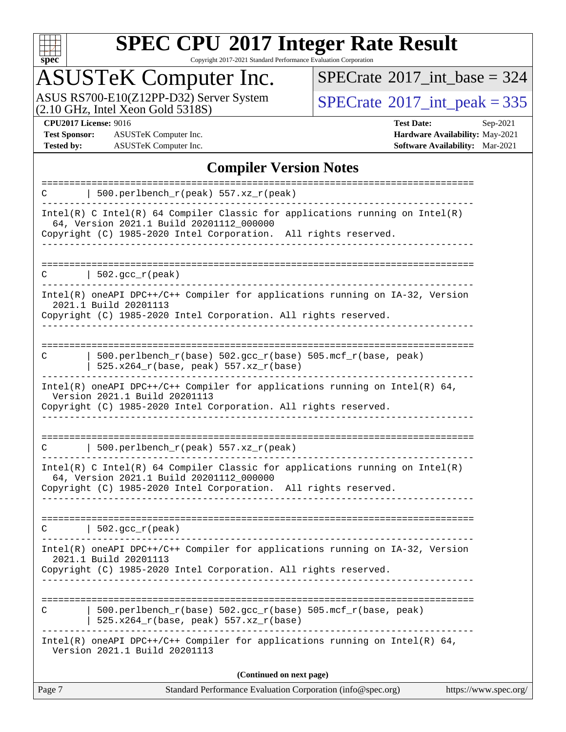# SPEC CPU 2017 Integer Rate Result

Copyright 2017-2021 Standard Performance Evaluation Corporation

## ASUSTeK Computer Inc.

ASUS RS700-E10(Z12PP-D32) Server System (2.10 GHz, Intel Xeon Gold 5318S)

SPECrate 2017_int_base = 324

SPECrate 2017_int_peak = 335

**CPU2017 License:** 9016
**Test Sponsor:** ASUSTeK Computer Inc.
**Tested by:** ASUSTeK Computer Inc.
**Test Date:** Sep-2021
**Hardware Availability:** May-2021
**Software Availability:** Mar-2021

## Compiler Version Notes

```
==============================================================================
C       | 500.perlbench_r(peak) 557.xz_r(peak)
------------------------------------------------------------------------------
Intel(R) C Intel(R) 64 Compiler Classic for applications running on Intel(R)
  64, Version 2021.1 Build 20201112_000000
Copyright (C) 1985-2020 Intel Corporation.  All rights reserved.
------------------------------------------------------------------------------

==============================================================================
C       | 502.gcc_r(peak)
------------------------------------------------------------------------------
Intel(R) oneAPI DPC++/C++ Compiler for applications running on IA-32, Version
  2021.1 Build 20201113
Copyright (C) 1985-2020 Intel Corporation. All rights reserved.
------------------------------------------------------------------------------

==============================================================================
C       | 500.perlbench_r(base) 502.gcc_r(base) 505.mcf_r(base, peak)
        | 525.x264_r(base, peak) 557.xz_r(base)
------------------------------------------------------------------------------
Intel(R) oneAPI DPC++/C++ Compiler for applications running on Intel(R) 64,
  Version 2021.1 Build 20201113
Copyright (C) 1985-2020 Intel Corporation. All rights reserved.
------------------------------------------------------------------------------

==============================================================================
C       | 500.perlbench_r(peak) 557.xz_r(peak)
------------------------------------------------------------------------------
Intel(R) C Intel(R) 64 Compiler Classic for applications running on Intel(R)
  64, Version 2021.1 Build 20201112_000000
Copyright (C) 1985-2020 Intel Corporation.  All rights reserved.
------------------------------------------------------------------------------

==============================================================================
C       | 502.gcc_r(peak)
------------------------------------------------------------------------------
Intel(R) oneAPI DPC++/C++ Compiler for applications running on IA-32, Version
  2021.1 Build 20201113
Copyright (C) 1985-2020 Intel Corporation. All rights reserved.
------------------------------------------------------------------------------

==============================================================================
C       | 500.perlbench_r(base) 502.gcc_r(base) 505.mcf_r(base, peak)
        | 525.x264_r(base, peak) 557.xz_r(base)
------------------------------------------------------------------------------
Intel(R) oneAPI DPC++/C++ Compiler for applications running on Intel(R) 64,
  Version 2021.1 Build 20201113
```

(Continued on next page)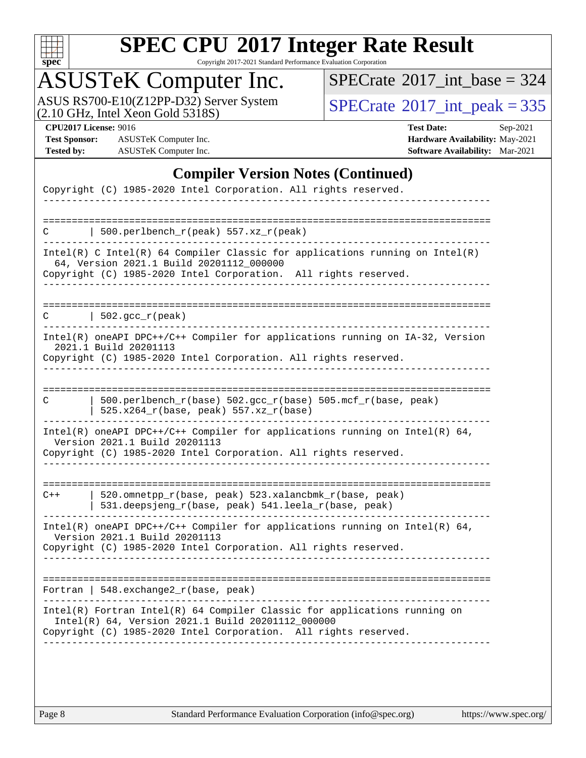# SPEC CPU 2017 Integer Rate Result

Copyright 2017-2021 Standard Performance Evaluation Corporation

## ASUSTeK Computer Inc.

ASUS RS700-E10(Z12PP-D32) Server System (2.10 GHz, Intel Xeon Gold 5318S)

SPECrate 2017_int_base = 324

SPECrate 2017_int_peak = 335

**CPU2017 License:** 9016
**Test Sponsor:** ASUSTeK Computer Inc.
**Tested by:** ASUSTeK Computer Inc.

**Test Date:** Sep-2021
**Hardware Availability:** May-2021
**Software Availability:** Mar-2021

### Compiler Version Notes (Continued)

```
Copyright (C) 1985-2020 Intel Corporation. All rights reserved.
------------------------------------------------------------------------------

==============================================================================
C       | 500.perlbench_r(peak) 557.xz_r(peak)
------------------------------------------------------------------------------
Intel(R) C Intel(R) 64 Compiler Classic for applications running on Intel(R)
  64, Version 2021.1 Build 20201112_000000
Copyright (C) 1985-2020 Intel Corporation.  All rights reserved.
------------------------------------------------------------------------------

==============================================================================
C       | 502.gcc_r(peak)
------------------------------------------------------------------------------
Intel(R) oneAPI DPC++/C++ Compiler for applications running on IA-32, Version
  2021.1 Build 20201113
Copyright (C) 1985-2020 Intel Corporation. All rights reserved.
------------------------------------------------------------------------------

==============================================================================
C       | 500.perlbench_r(base) 502.gcc_r(base) 505.mcf_r(base, peak)
        | 525.x264_r(base, peak) 557.xz_r(base)
------------------------------------------------------------------------------
Intel(R) oneAPI DPC++/C++ Compiler for applications running on Intel(R) 64,
  Version 2021.1 Build 20201113
Copyright (C) 1985-2020 Intel Corporation. All rights reserved.
------------------------------------------------------------------------------

==============================================================================
C++     | 520.omnetpp_r(base, peak) 523.xalancbmk_r(base, peak)
        | 531.deepsjeng_r(base, peak) 541.leela_r(base, peak)
------------------------------------------------------------------------------
Intel(R) oneAPI DPC++/C++ Compiler for applications running on Intel(R) 64,
  Version 2021.1 Build 20201113
Copyright (C) 1985-2020 Intel Corporation. All rights reserved.
------------------------------------------------------------------------------

==============================================================================
Fortran | 548.exchange2_r(base, peak)
------------------------------------------------------------------------------
Intel(R) Fortran Intel(R) 64 Compiler Classic for applications running on
  Intel(R) 64, Version 2021.1 Build 20201112_000000
Copyright (C) 1985-2020 Intel Corporation.  All rights reserved.
------------------------------------------------------------------------------
```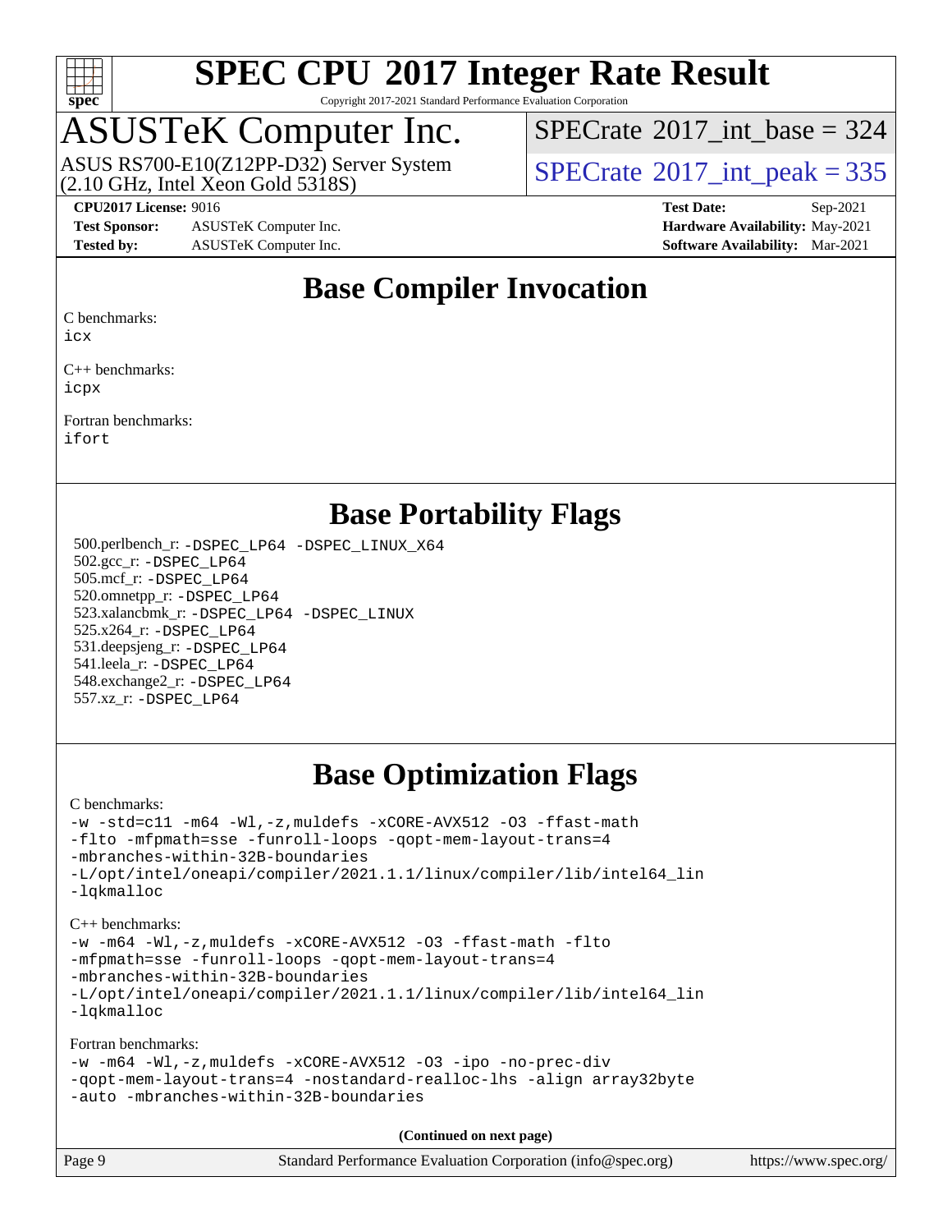# SPEC CPU 2017 Integer Rate Result

Copyright 2017-2021 Standard Performance Evaluation Corporation

## ASUSTeK Computer Inc.

ASUS RS700-E10(Z12PP-D32) Server System
(2.10 GHz, Intel Xeon Gold 5318S)

SPECrate 2017_int_base = 324

SPECrate 2017_int_peak = 335

**CPU2017 License:** 9016
**Test Sponsor:** ASUSTeK Computer Inc.
**Tested by:** ASUSTeK Computer Inc.

**Test Date:** Sep-2021
**Hardware Availability:** May-2021
**Software Availability:** Mar-2021

## Base Compiler Invocation

C benchmarks:
icx

C++ benchmarks:
icpx

Fortran benchmarks:
ifort

## Base Portability Flags

500.perlbench_r: -DSPEC_LP64 -DSPEC_LINUX_X64
502.gcc_r: -DSPEC_LP64
505.mcf_r: -DSPEC_LP64
520.omnetpp_r: -DSPEC_LP64
523.xalancbmk_r: -DSPEC_LP64 -DSPEC_LINUX
525.x264_r: -DSPEC_LP64
531.deepsjeng_r: -DSPEC_LP64
541.leela_r: -DSPEC_LP64
548.exchange2_r: -DSPEC_LP64
557.xz_r: -DSPEC_LP64

## Base Optimization Flags

C benchmarks:
-w -std=c11 -m64 -Wl,-z,muldefs -xCORE-AVX512 -O3 -ffast-math -flto -mfpmath=sse -funroll-loops -qopt-mem-layout-trans=4 -mbranches-within-32B-boundaries -L/opt/intel/oneapi/compiler/2021.1.1/linux/compiler/lib/intel64_lin -lqkmalloc

C++ benchmarks:
-w -m64 -Wl,-z,muldefs -xCORE-AVX512 -O3 -ffast-math -flto -mfpmath=sse -funroll-loops -qopt-mem-layout-trans=4 -mbranches-within-32B-boundaries -L/opt/intel/oneapi/compiler/2021.1.1/linux/compiler/lib/intel64_lin -lqkmalloc

Fortran benchmarks:
-w -m64 -Wl,-z,muldefs -xCORE-AVX512 -O3 -ipo -no-prec-div -qopt-mem-layout-trans=4 -nostandard-realloc-lhs -align array32byte -auto -mbranches-within-32B-boundaries

**(Continued on next page)**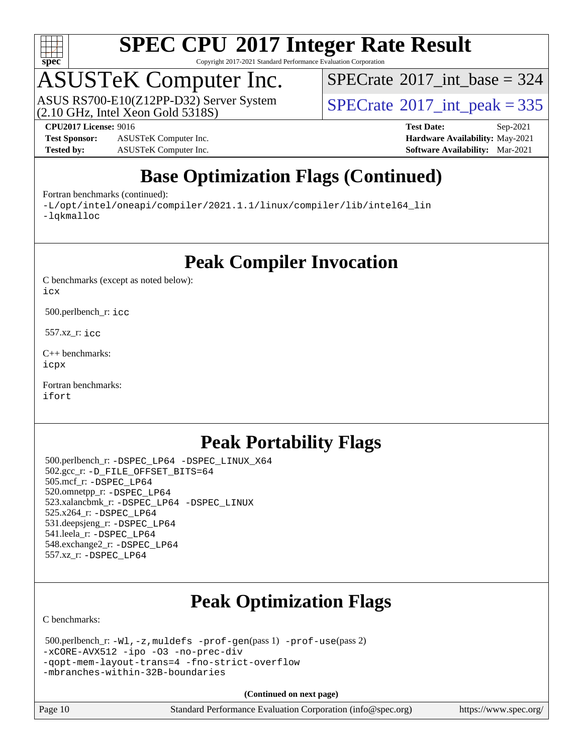# Base Optimization Flags (Continued)

Fortran benchmarks (continued):

-L/opt/intel/oneapi/compiler/2021.1.1/linux/compiler/lib/intel64_lin
-lqkmalloc

# Peak Compiler Invocation

C benchmarks (except as noted below):
icx

500.perlbench_r: icc

557.xz_r: icc

C++ benchmarks:
icpx

Fortran benchmarks:
ifort

# Peak Portability Flags

500.perlbench_r: -DSPEC_LP64 -DSPEC_LINUX_X64
502.gcc_r: -D_FILE_OFFSET_BITS=64
505.mcf_r: -DSPEC_LP64
520.omnetpp_r: -DSPEC_LP64
523.xalancbmk_r: -DSPEC_LP64 -DSPEC_LINUX
525.x264_r: -DSPEC_LP64
531.deepsjeng_r: -DSPEC_LP64
541.leela_r: -DSPEC_LP64
548.exchange2_r: -DSPEC_LP64
557.xz_r: -DSPEC_LP64

# Peak Optimization Flags

C benchmarks:

500.perlbench_r: -Wl,-z,muldefs -prof-gen(pass 1) -prof-use(pass 2)
-xCORE-AVX512 -ipo -O3 -no-prec-div
-qopt-mem-layout-trans=4 -fno-strict-overflow
-mbranches-within-32B-boundaries

**(Continued on next page)**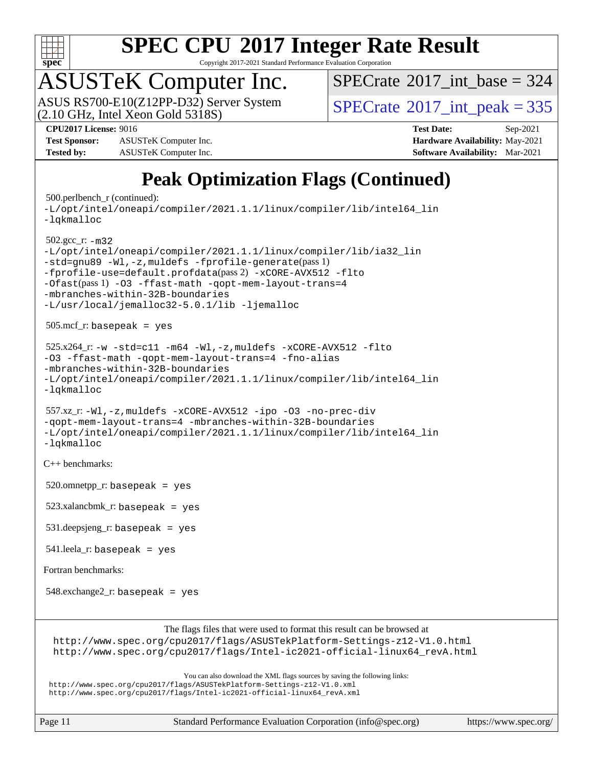# Peak Optimization Flags (Continued)

500.perlbench_r (continued):
-L/opt/intel/oneapi/compiler/2021.1.1/linux/compiler/lib/intel64_lin
-lqkmalloc

502.gcc_r: -m32
-L/opt/intel/oneapi/compiler/2021.1.1/linux/compiler/lib/ia32_lin
-std=gnu89 -Wl,-z,muldefs -fprofile-generate(pass 1)
-fprofile-use=default.profdata(pass 2) -xCORE-AVX512 -flto
-Ofast(pass 1) -O3 -ffast-math -qopt-mem-layout-trans=4
-mbranches-within-32B-boundaries
-L/usr/local/jemalloc32-5.0.1/lib -ljemalloc

505.mcf_r: basepeak = yes

525.x264_r: -w -std=c11 -m64 -Wl,-z,muldefs -xCORE-AVX512 -flto
-O3 -ffast-math -qopt-mem-layout-trans=4 -fno-alias
-mbranches-within-32B-boundaries
-L/opt/intel/oneapi/compiler/2021.1.1/linux/compiler/lib/intel64_lin
-lqkmalloc

557.xz_r: -Wl,-z,muldefs -xCORE-AVX512 -ipo -O3 -no-prec-div
-qopt-mem-layout-trans=4 -mbranches-within-32B-boundaries
-L/opt/intel/oneapi/compiler/2021.1.1/linux/compiler/lib/intel64_lin
-lqkmalloc

C++ benchmarks:

520.omnetpp_r: basepeak = yes

523.xalancbmk_r: basepeak = yes

531.deepsjeng_r: basepeak = yes

541.leela_r: basepeak = yes

Fortran benchmarks:

548.exchange2_r: basepeak = yes

The flags files that were used to format this result can be browsed at
http://www.spec.org/cpu2017/flags/ASUSTekPlatform-Settings-z12-V1.0.html
http://www.spec.org/cpu2017/flags/Intel-ic2021-official-linux64_revA.html

You can also download the XML flags sources by saving the following links:
http://www.spec.org/cpu2017/flags/ASUSTekPlatform-Settings-z12-V1.0.xml
http://www.spec.org/cpu2017/flags/Intel-ic2021-official-linux64_revA.xml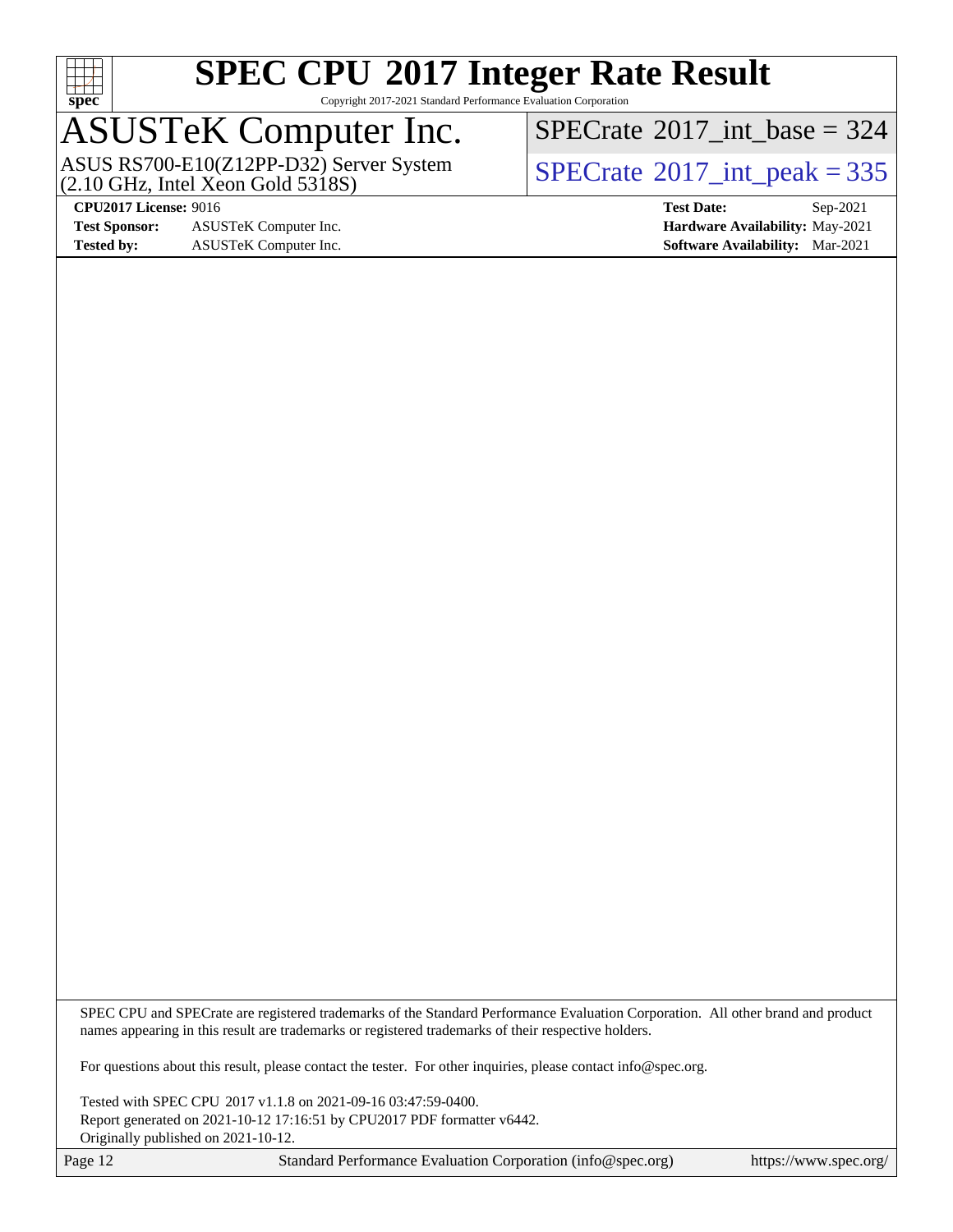SPEC CPU and SPECrate are registered trademarks of the Standard Performance Evaluation Corporation. All other brand and product names appearing in this result are trademarks or registered trademarks of their respective holders.

For questions about this result, please contact the tester. For other inquiries, please contact info@spec.org.

Tested with SPEC CPU 2017 v1.1.8 on 2021-09-16 03:47:59-0400.
Report generated on 2021-10-12 17:16:51 by CPU2017 PDF formatter v6442.
Originally published on 2021-10-12.